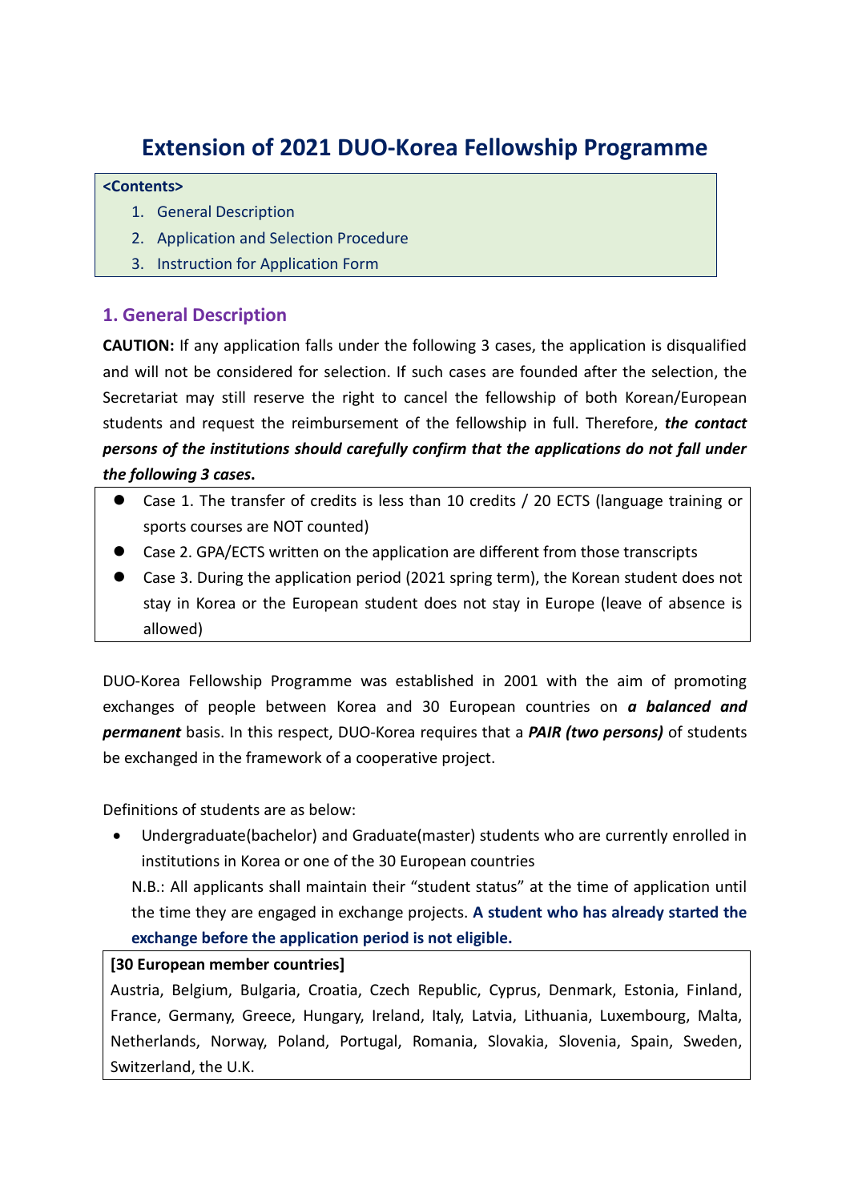# Extension of 2021 DUO-Korea Fellowship Programme

**<Contents>**

1. General Description
2. Application and Selection Procedure
3. Instruction for Application Form

## 1. General Description

**CAUTION:** If any application falls under the following 3 cases, the application is disqualified and will not be considered for selection. If such cases are founded after the selection, the Secretariat may still reserve the right to cancel the fellowship of both Korean/European students and request the reimbursement of the fellowship in full. Therefore, ***the contact persons of the institutions should carefully confirm that the applications do not fall under the following 3 cases***.

- Case 1. The transfer of credits is less than 10 credits / 20 ECTS (language training or sports courses are NOT counted)
- Case 2. GPA/ECTS written on the application are different from those transcripts
- Case 3. During the application period (2021 spring term), the Korean student does not stay in Korea or the European student does not stay in Europe (leave of absence is allowed)

DUO-Korea Fellowship Programme was established in 2001 with the aim of promoting exchanges of people between Korea and 30 European countries on ***a balanced and permanent*** basis. In this respect, DUO-Korea requires that a ***PAIR (two persons)*** of students be exchanged in the framework of a cooperative project.

Definitions of students are as below:

- Undergraduate(bachelor) and Graduate(master) students who are currently enrolled in institutions in Korea or one of the 30 European countries

  N.B.: All applicants shall maintain their "student status" at the time of application until the time they are engaged in exchange projects. **A student who has already started the exchange before the application period is not eligible.**

**[30 European member countries]**

Austria, Belgium, Bulgaria, Croatia, Czech Republic, Cyprus, Denmark, Estonia, Finland, France, Germany, Greece, Hungary, Ireland, Italy, Latvia, Lithuania, Luxembourg, Malta, Netherlands, Norway, Poland, Portugal, Romania, Slovakia, Slovenia, Spain, Sweden, Switzerland, the U.K.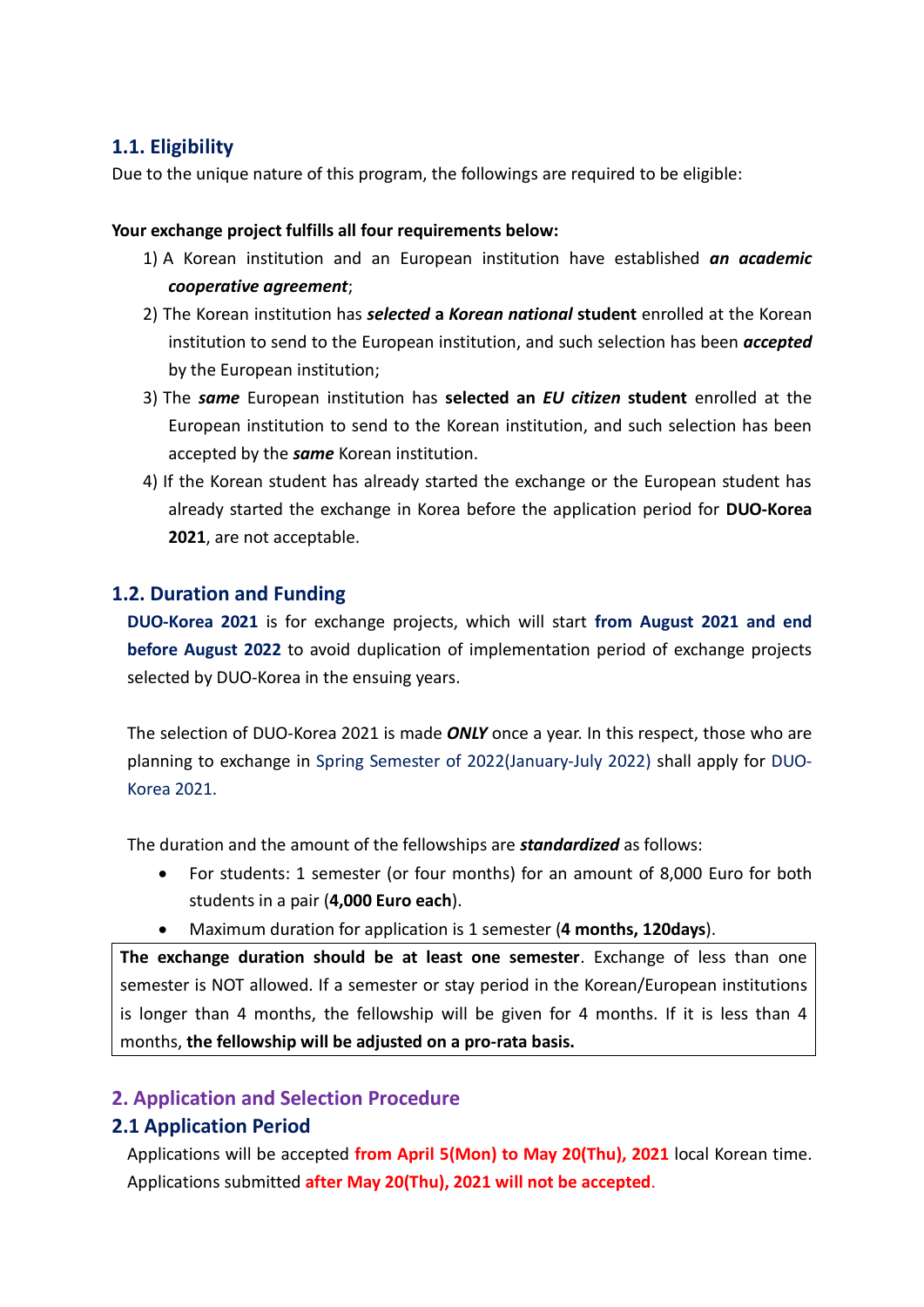### 1.1. Eligibility

Due to the unique nature of this program, the followings are required to be eligible:

**Your exchange project fulfills all four requirements below:**

1) A Korean institution and an European institution have established ***an academic cooperative agreement***;
2) The Korean institution has ***selected* a *Korean national* student** enrolled at the Korean institution to send to the European institution, and such selection has been ***accepted*** by the European institution;
3) The ***same*** European institution has **selected an *EU citizen* student** enrolled at the European institution to send to the Korean institution, and such selection has been accepted by the ***same*** Korean institution.
4) If the Korean student has already started the exchange or the European student has already started the exchange in Korea before the application period for **DUO-Korea 2021**, are not acceptable.

### 1.2. Duration and Funding

**DUO-Korea 2021** is for exchange projects, which will start **from August 2021 and end before August 2022** to avoid duplication of implementation period of exchange projects selected by DUO-Korea in the ensuing years.

The selection of DUO-Korea 2021 is made ***ONLY*** once a year. In this respect, those who are planning to exchange in Spring Semester of 2022(January-July 2022) shall apply for DUO-Korea 2021.

The duration and the amount of the fellowships are ***standardized*** as follows:

- For students: 1 semester (or four months) for an amount of 8,000 Euro for both students in a pair (**4,000 Euro each**).
- Maximum duration for application is 1 semester (**4 months, 120days**).

**The exchange duration should be at least one semester**. Exchange of less than one semester is NOT allowed. If a semester or stay period in the Korean/European institutions is longer than 4 months, the fellowship will be given for 4 months. If it is less than 4 months, **the fellowship will be adjusted on a pro-rata basis.**

## 2. Application and Selection Procedure

### 2.1 Application Period

Applications will be accepted **from April 5(Mon) to May 20(Thu), 2021** local Korean time. Applications submitted **after May 20(Thu), 2021 will not be accepted**.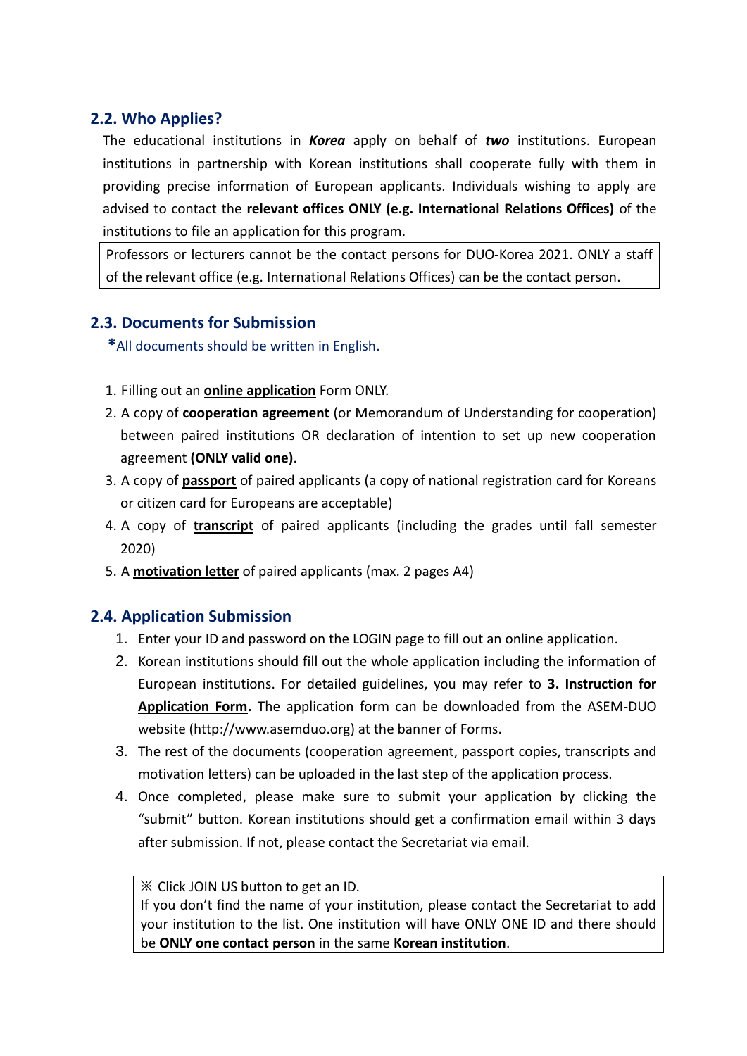## 2.2. Who Applies?

The educational institutions in ***Korea*** apply on behalf of ***two*** institutions. European institutions in partnership with Korean institutions shall cooperate fully with them in providing precise information of European applicants. Individuals wishing to apply are advised to contact the **relevant offices ONLY (e.g. International Relations Offices)** of the institutions to file an application for this program.

> Professors or lecturers cannot be the contact persons for DUO-Korea 2021. ONLY a staff of the relevant office (e.g. International Relations Offices) can be the contact person.

## 2.3. Documents for Submission

*All documents should be written in English.

1. Filling out an **online application** Form ONLY.
2. A copy of **cooperation agreement** (or Memorandum of Understanding for cooperation) between paired institutions OR declaration of intention to set up new cooperation agreement **(ONLY valid one)**.
3. A copy of **passport** of paired applicants (a copy of national registration card for Koreans or citizen card for Europeans are acceptable)
4. A copy of **transcript** of paired applicants (including the grades until fall semester 2020)
5. A **motivation letter** of paired applicants (max. 2 pages A4)

## 2.4. Application Submission

1. Enter your ID and password on the LOGIN page to fill out an online application.
2. Korean institutions should fill out the whole application including the information of European institutions. For detailed guidelines, you may refer to **3. Instruction for Application Form.** The application form can be downloaded from the ASEM-DUO website (http://www.asemduo.org) at the banner of Forms.
3. The rest of the documents (cooperation agreement, passport copies, transcripts and motivation letters) can be uploaded in the last step of the application process.
4. Once completed, please make sure to submit your application by clicking the "submit" button. Korean institutions should get a confirmation email within 3 days after submission. If not, please contact the Secretariat via email.

> ※ Click JOIN US button to get an ID.
> If you don't find the name of your institution, please contact the Secretariat to add your institution to the list. One institution will have ONLY ONE ID and there should be **ONLY one contact person** in the same **Korean institution**.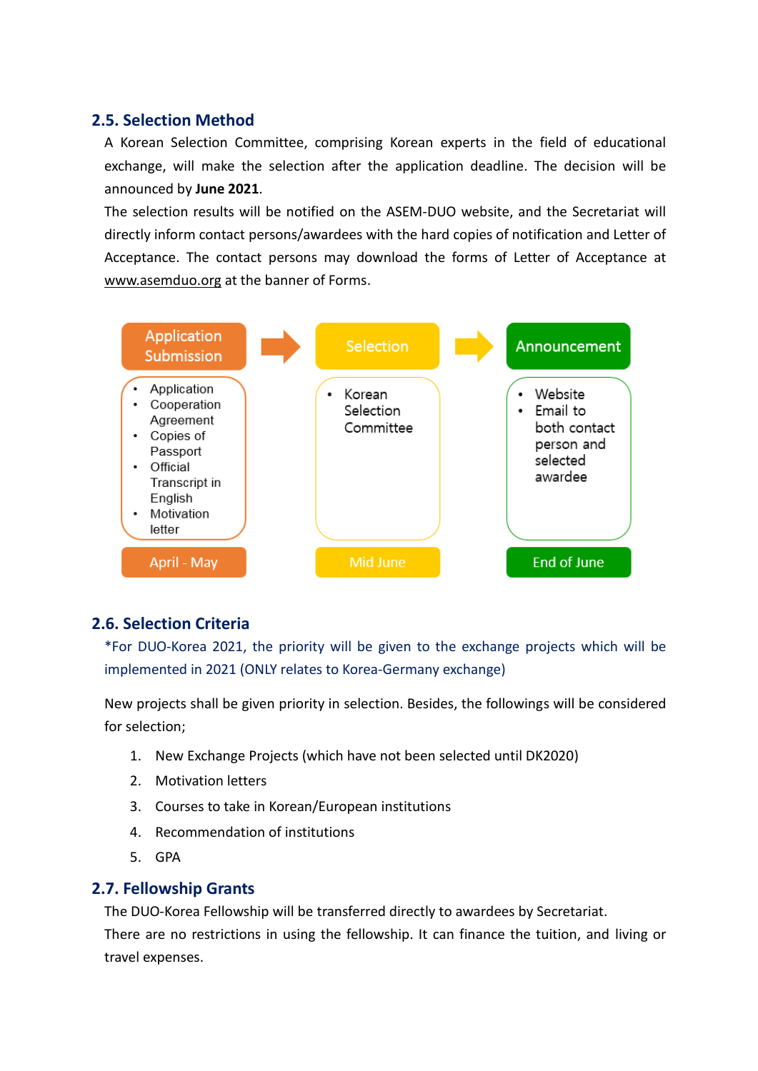## 2.5. Selection Method

A Korean Selection Committee, comprising Korean experts in the field of educational exchange, will make the selection after the application deadline. The decision will be announced by **June 2021**.

The selection results will be notified on the ASEM-DUO website, and the Secretariat will directly inform contact persons/awardees with the hard copies of notification and Letter of Acceptance. The contact persons may download the forms of Letter of Acceptance at www.asemduo.org at the banner of Forms.

| Application Submission | Selection | Announcement |
|---|---|---|
| • Application<br>• Cooperation Agreement<br>• Copies of Passport<br>• Official Transcript in English<br>• Motivation letter | • Korean Selection Committee | • Website<br>• Email to both contact person and selected awardee |
| April - May | Mid June | End of June |

## 2.6. Selection Criteria

*For DUO-Korea 2021, the priority will be given to the exchange projects which will be implemented in 2021 (ONLY relates to Korea-Germany exchange)

New projects shall be given priority in selection. Besides, the followings will be considered for selection;

1. New Exchange Projects (which have not been selected until DK2020)
2. Motivation letters
3. Courses to take in Korean/European institutions
4. Recommendation of institutions
5. GPA

## 2.7. Fellowship Grants

The DUO-Korea Fellowship will be transferred directly to awardees by Secretariat.

There are no restrictions in using the fellowship. It can finance the tuition, and living or travel expenses.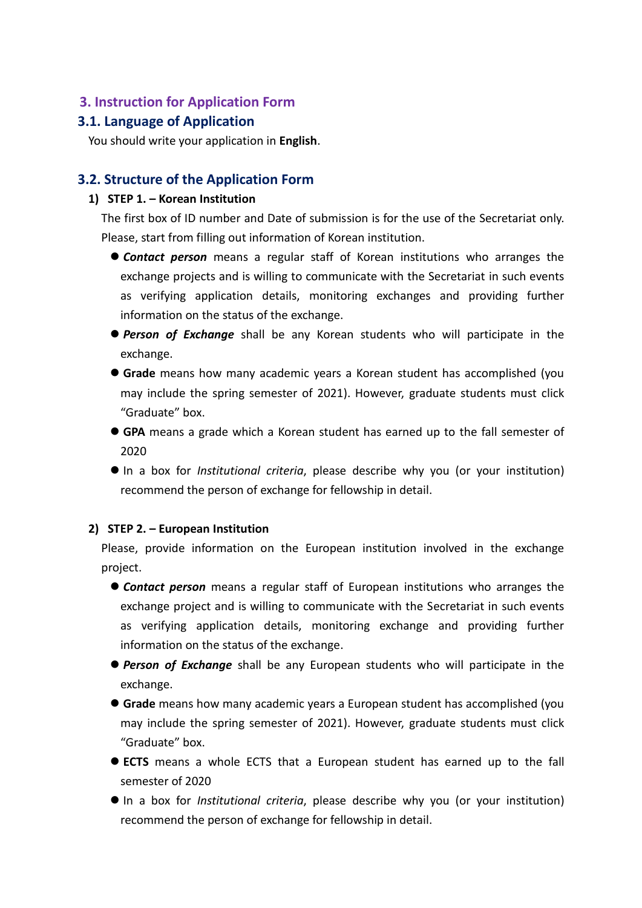## 3. Instruction for Application Form

### 3.1. Language of Application

You should write your application in **English**.

### 3.2. Structure of the Application Form

1) **STEP 1. – Korean Institution**

   The first box of ID number and Date of submission is for the use of the Secretariat only. Please, start from filling out information of Korean institution.

   - ***Contact person*** means a regular staff of Korean institutions who arranges the exchange projects and is willing to communicate with the Secretariat in such events as verifying application details, monitoring exchanges and providing further information on the status of the exchange.
   - ***Person of Exchange*** shall be any Korean students who will participate in the exchange.
   - **Grade** means how many academic years a Korean student has accomplished (you may include the spring semester of 2021). However, graduate students must click "Graduate" box.
   - **GPA** means a grade which a Korean student has earned up to the fall semester of 2020
   - In a box for *Institutional criteria*, please describe why you (or your institution) recommend the person of exchange for fellowship in detail.

2) **STEP 2. – European Institution**

   Please, provide information on the European institution involved in the exchange project.

   - ***Contact person*** means a regular staff of European institutions who arranges the exchange project and is willing to communicate with the Secretariat in such events as verifying application details, monitoring exchange and providing further information on the status of the exchange.
   - ***Person of Exchange*** shall be any European students who will participate in the exchange.
   - **Grade** means how many academic years a European student has accomplished (you may include the spring semester of 2021). However, graduate students must click "Graduate" box.
   - **ECTS** means a whole ECTS that a European student has earned up to the fall semester of 2020
   - In a box for *Institutional criteria*, please describe why you (or your institution) recommend the person of exchange for fellowship in detail.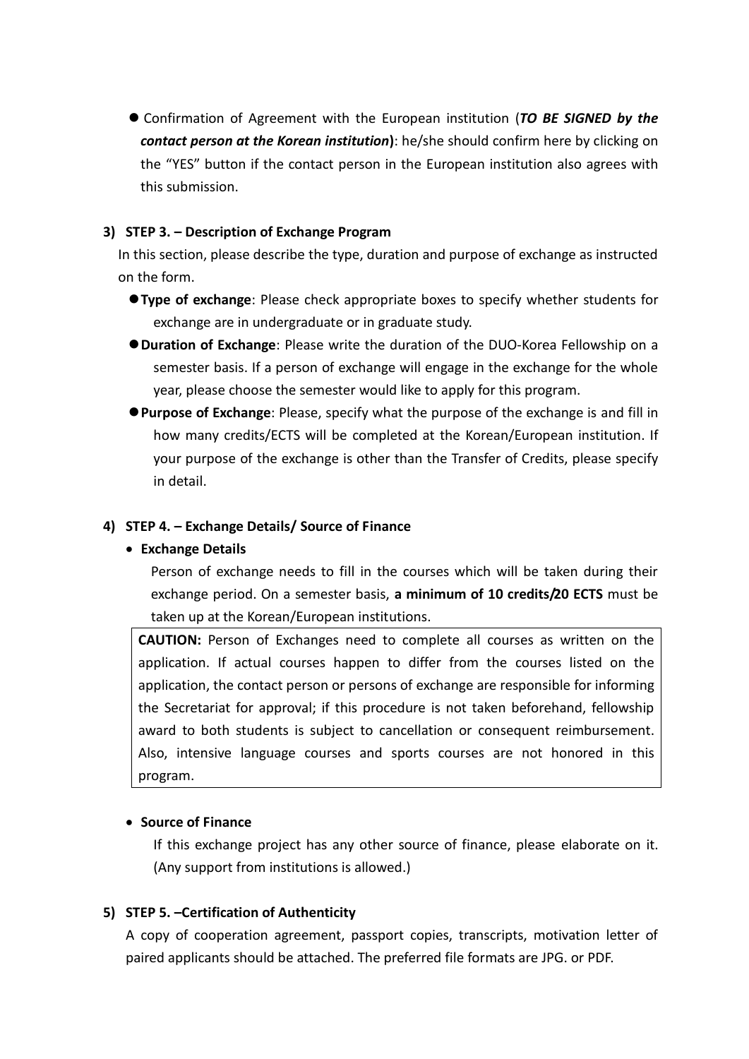- Confirmation of Agreement with the European institution (***TO BE SIGNED by the contact person at the Korean institution***): he/she should confirm here by clicking on the "YES" button if the contact person in the European institution also agrees with this submission.

**3) STEP 3. – Description of Exchange Program**

In this section, please describe the type, duration and purpose of exchange as instructed on the form.

- **Type of exchange**: Please check appropriate boxes to specify whether students for exchange are in undergraduate or in graduate study.
- **Duration of Exchange**: Please write the duration of the DUO-Korea Fellowship on a semester basis. If a person of exchange will engage in the exchange for the whole year, please choose the semester would like to apply for this program.
- **Purpose of Exchange**: Please, specify what the purpose of the exchange is and fill in how many credits/ECTS will be completed at the Korean/European institution. If your purpose of the exchange is other than the Transfer of Credits, please specify in detail.

**4) STEP 4. – Exchange Details/ Source of Finance**

- **Exchange Details**

  Person of exchange needs to fill in the courses which will be taken during their exchange period. On a semester basis, **a minimum of 10 credits/20 ECTS** must be taken up at the Korean/European institutions.

> **CAUTION:** Person of Exchanges need to complete all courses as written on the application. If actual courses happen to differ from the courses listed on the application, the contact person or persons of exchange are responsible for informing the Secretariat for approval; if this procedure is not taken beforehand, fellowship award to both students is subject to cancellation or consequent reimbursement. Also, intensive language courses and sports courses are not honored in this program.

- **Source of Finance**

  If this exchange project has any other source of finance, please elaborate on it. (Any support from institutions is allowed.)

**5) STEP 5. –Certification of Authenticity**

A copy of cooperation agreement, passport copies, transcripts, motivation letter of paired applicants should be attached. The preferred file formats are JPG. or PDF.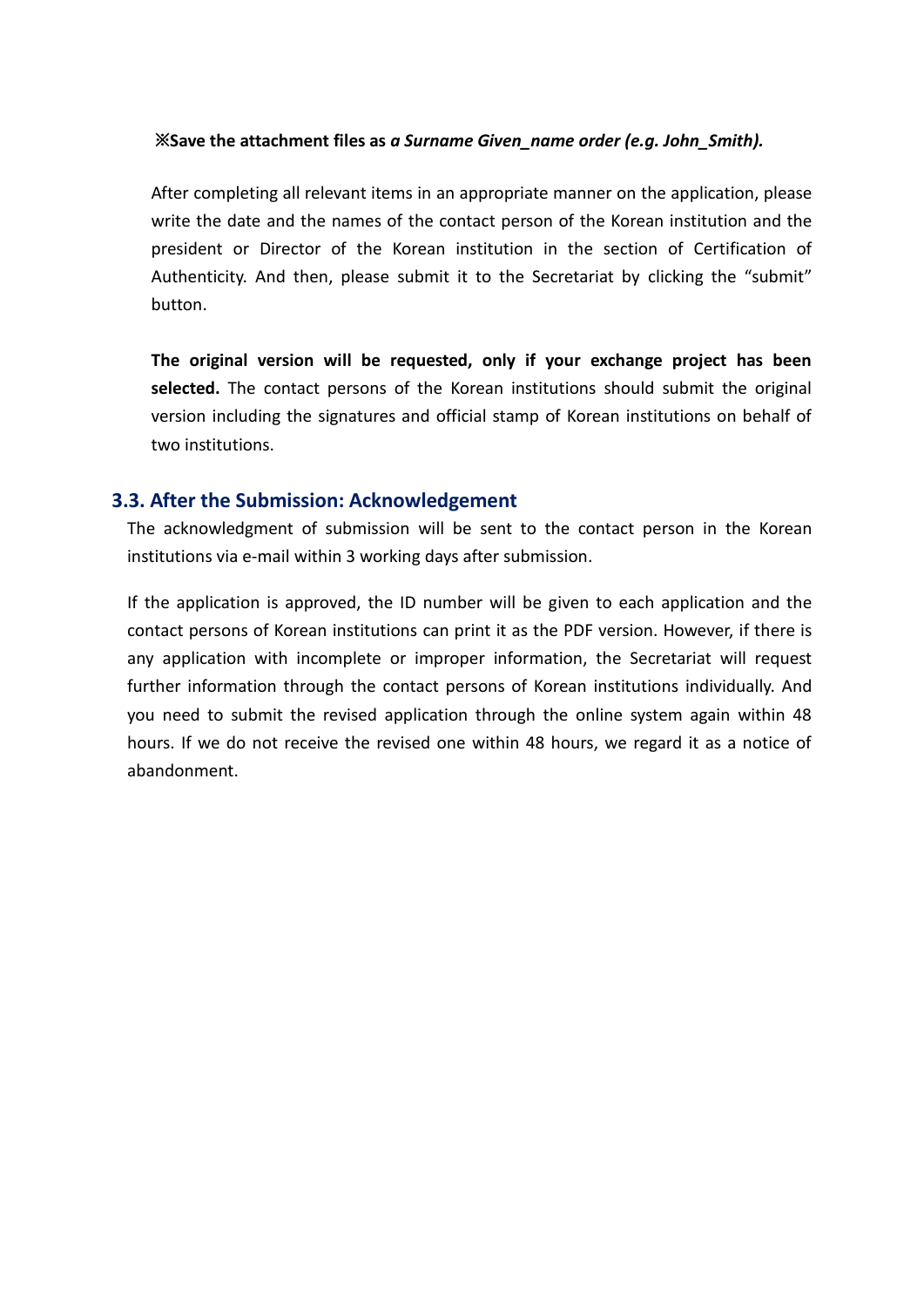**※Save the attachment files as *a Surname Given_name order (e.g. John_Smith).***

After completing all relevant items in an appropriate manner on the application, please write the date and the names of the contact person of the Korean institution and the president or Director of the Korean institution in the section of Certification of Authenticity. And then, please submit it to the Secretariat by clicking the "submit" button.

**The original version will be requested, only if your exchange project has been selected.** The contact persons of the Korean institutions should submit the original version including the signatures and official stamp of Korean institutions on behalf of two institutions.

### 3.3. After the Submission: Acknowledgement

The acknowledgment of submission will be sent to the contact person in the Korean institutions via e-mail within 3 working days after submission.

If the application is approved, the ID number will be given to each application and the contact persons of Korean institutions can print it as the PDF version. However, if there is any application with incomplete or improper information, the Secretariat will request further information through the contact persons of Korean institutions individually. And you need to submit the revised application through the online system again within 48 hours. If we do not receive the revised one within 48 hours, we regard it as a notice of abandonment.